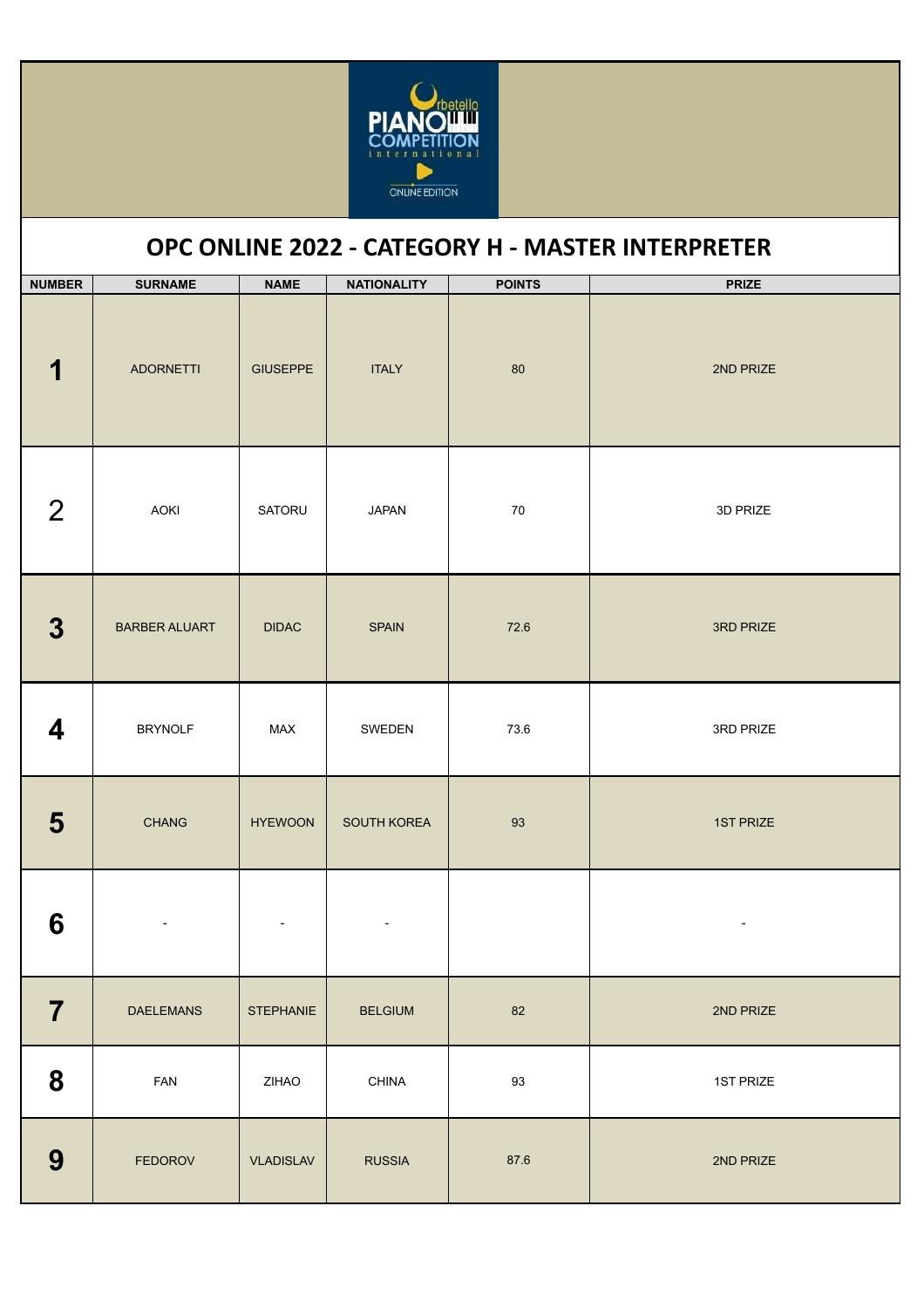# OPC ONLINE 2022 - CATEGORY H - MASTER INTERPRETER

| NUMBER | SURNAME | NAME | NATIONALITY | POINTS | PRIZE |
|---|---|---|---|---|---|
| 1 | ADORNETTI | GIUSEPPE | ITALY | 80 | 2ND PRIZE |
| 2 | AOKI | SATORU | JAPAN | 70 | 3D PRIZE |
| 3 | BARBER ALUART | DIDAC | SPAIN | 72.6 | 3RD PRIZE |
| 4 | BRYNOLF | MAX | SWEDEN | 73.6 | 3RD PRIZE |
| 5 | CHANG | HYEWOON | SOUTH KOREA | 93 | 1ST PRIZE |
| 6 | - | - | - | | - |
| 7 | DAELEMANS | STEPHANIE | BELGIUM | 82 | 2ND PRIZE |
| 8 | FAN | ZIHAO | CHINA | 93 | 1ST PRIZE |
| 9 | FEDOROV | VLADISLAV | RUSSIA | 87.6 | 2ND PRIZE |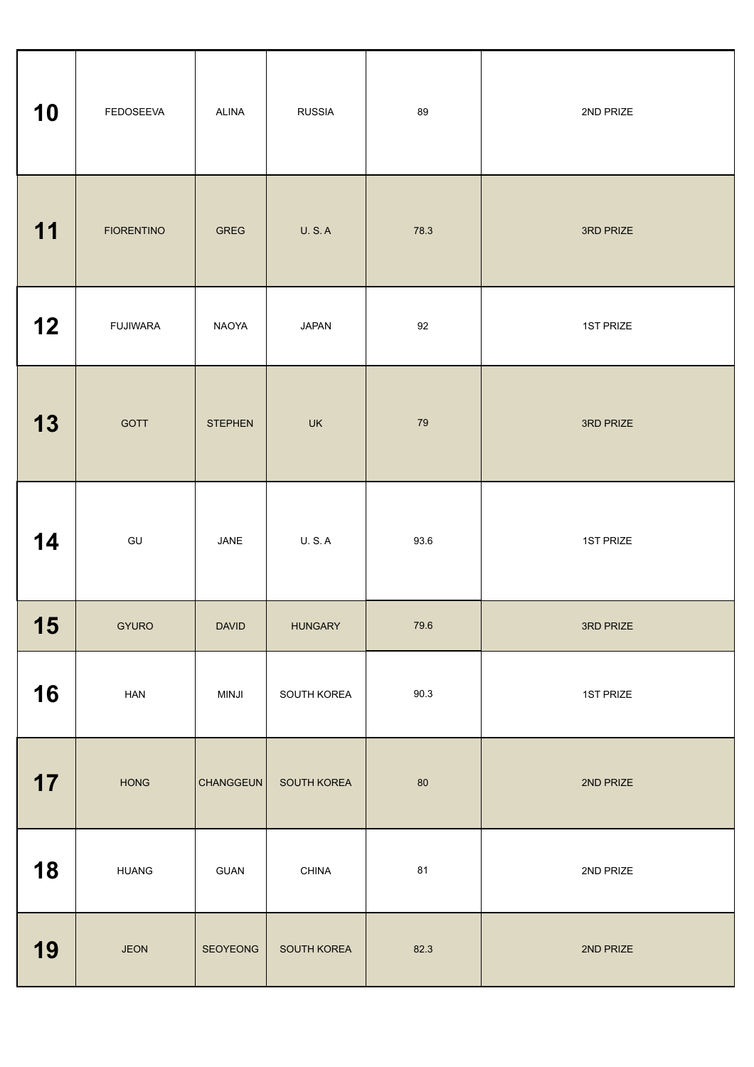| | | | | | |
|---|---|---|---|---|---|
| **10** | FEDOSEEVA | ALINA | RUSSIA | 89 | 2ND PRIZE |
| **11** | FIORENTINO | GREG | U. S. A | 78.3 | 3RD PRIZE |
| **12** | FUJIWARA | NAOYA | JAPAN | 92 | 1ST PRIZE |
| **13** | GOTT | STEPHEN | UK | 79 | 3RD PRIZE |
| **14** | GU | JANE | U. S. A | 93.6 | 1ST PRIZE |
| **15** | GYURO | DAVID | HUNGARY | 79.6 | 3RD PRIZE |
| **16** | HAN | MINJI | SOUTH KOREA | 90.3 | 1ST PRIZE |
| **17** | HONG | CHANGGEUN | SOUTH KOREA | 80 | 2ND PRIZE |
| **18** | HUANG | GUAN | CHINA | 81 | 2ND PRIZE |
| **19** | JEON | SEOYEONG | SOUTH KOREA | 82.3 | 2ND PRIZE |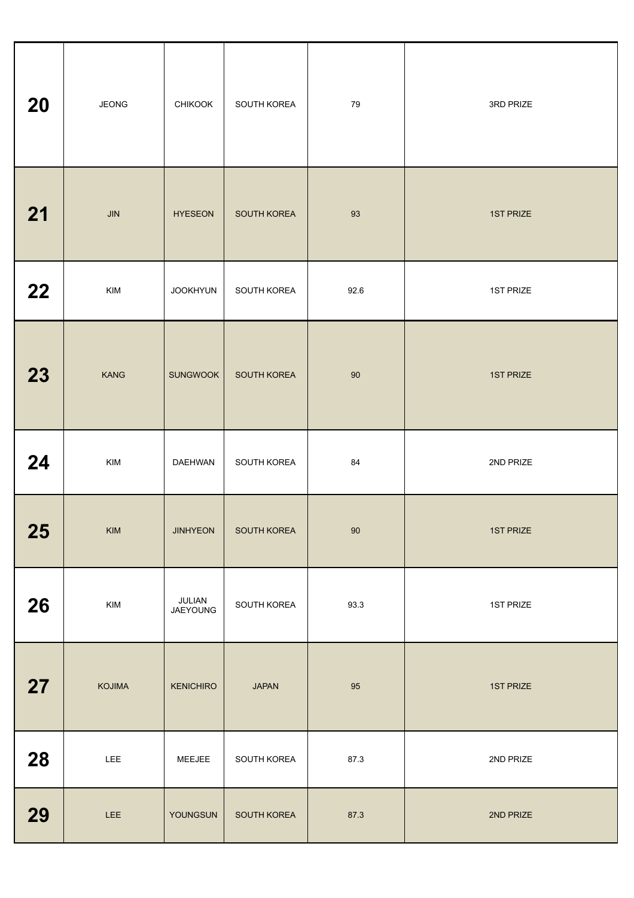| | | | | | |
|---|---|---|---|---|---|
| **20** | JEONG | CHIKOOK | SOUTH KOREA | 79 | 3RD PRIZE |
| **21** | JIN | HYESEON | SOUTH KOREA | 93 | 1ST PRIZE |
| **22** | KIM | JOOKHYUN | SOUTH KOREA | 92.6 | 1ST PRIZE |
| **23** | KANG | SUNGWOOK | SOUTH KOREA | 90 | 1ST PRIZE |
| **24** | KIM | DAEHWAN | SOUTH KOREA | 84 | 2ND PRIZE |
| **25** | KIM | JINHYEON | SOUTH KOREA | 90 | 1ST PRIZE |
| **26** | KIM | JULIAN JAEYOUNG | SOUTH KOREA | 93.3 | 1ST PRIZE |
| **27** | KOJIMA | KENICHIRO | JAPAN | 95 | 1ST PRIZE |
| **28** | LEE | MEEJEE | SOUTH KOREA | 87.3 | 2ND PRIZE |
| **29** | LEE | YOUNGSUN | SOUTH KOREA | 87.3 | 2ND PRIZE |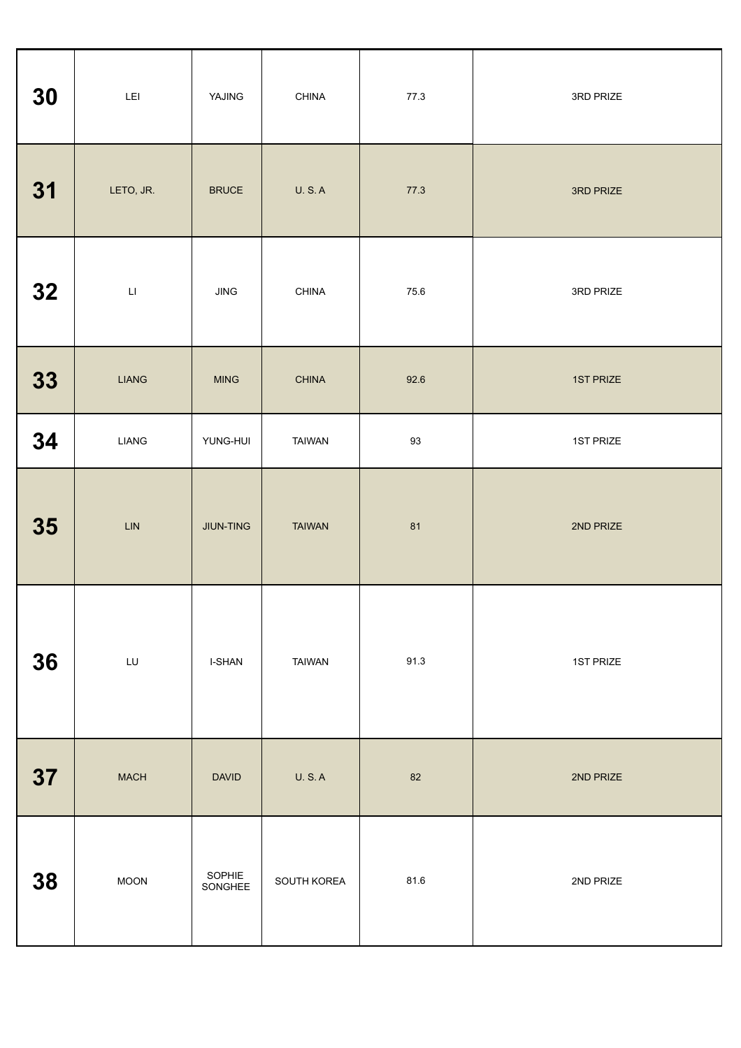| | | | | | |
|---|---|---|---|---|---|
| **30** | LEI | YAJING | CHINA | 77.3 | 3RD PRIZE |
| **31** | LETO, JR. | BRUCE | U. S. A | 77.3 | 3RD PRIZE |
| **32** | LI | JING | CHINA | 75.6 | 3RD PRIZE |
| **33** | LIANG | MING | CHINA | 92.6 | 1ST PRIZE |
| **34** | LIANG | YUNG-HUI | TAIWAN | 93 | 1ST PRIZE |
| **35** | LIN | JIUN-TING | TAIWAN | 81 | 2ND PRIZE |
| **36** | LU | I-SHAN | TAIWAN | 91.3 | 1ST PRIZE |
| **37** | MACH | DAVID | U. S. A | 82 | 2ND PRIZE |
| **38** | MOON | SOPHIE SONGHEE | SOUTH KOREA | 81.6 | 2ND PRIZE |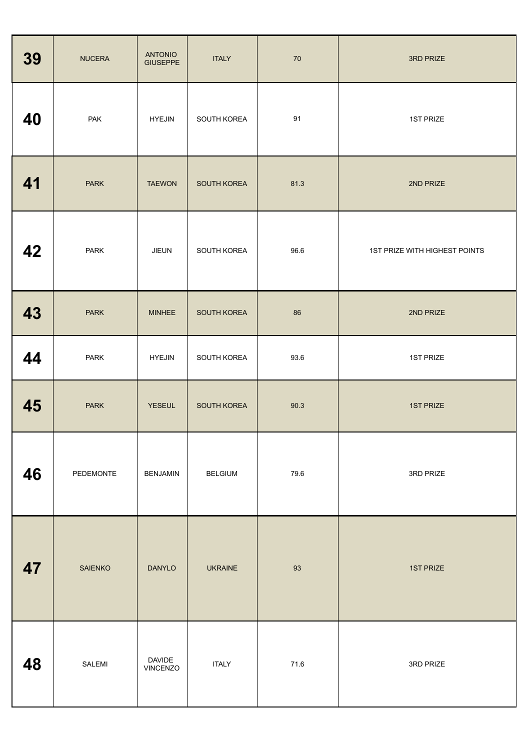| 39 | NUCERA | ANTONIO GIUSEPPE | ITALY | 70 | 3RD PRIZE |
|---|---|---|---|---|---|
| 40 | PAK | HYEJIN | SOUTH KOREA | 91 | 1ST PRIZE |
| 41 | PARK | TAEWON | SOUTH KOREA | 81.3 | 2ND PRIZE |
| 42 | PARK | JIEUN | SOUTH KOREA | 96.6 | 1ST PRIZE WITH HIGHEST POINTS |
| 43 | PARK | MINHEE | SOUTH KOREA | 86 | 2ND PRIZE |
| 44 | PARK | HYEJIN | SOUTH KOREA | 93.6 | 1ST PRIZE |
| 45 | PARK | YESEUL | SOUTH KOREA | 90.3 | 1ST PRIZE |
| 46 | PEDEMONTE | BENJAMIN | BELGIUM | 79.6 | 3RD PRIZE |
| 47 | SAIENKO | DANYLO | UKRAINE | 93 | 1ST PRIZE |
| 48 | SALEMI | DAVIDE VINCENZO | ITALY | 71.6 | 3RD PRIZE |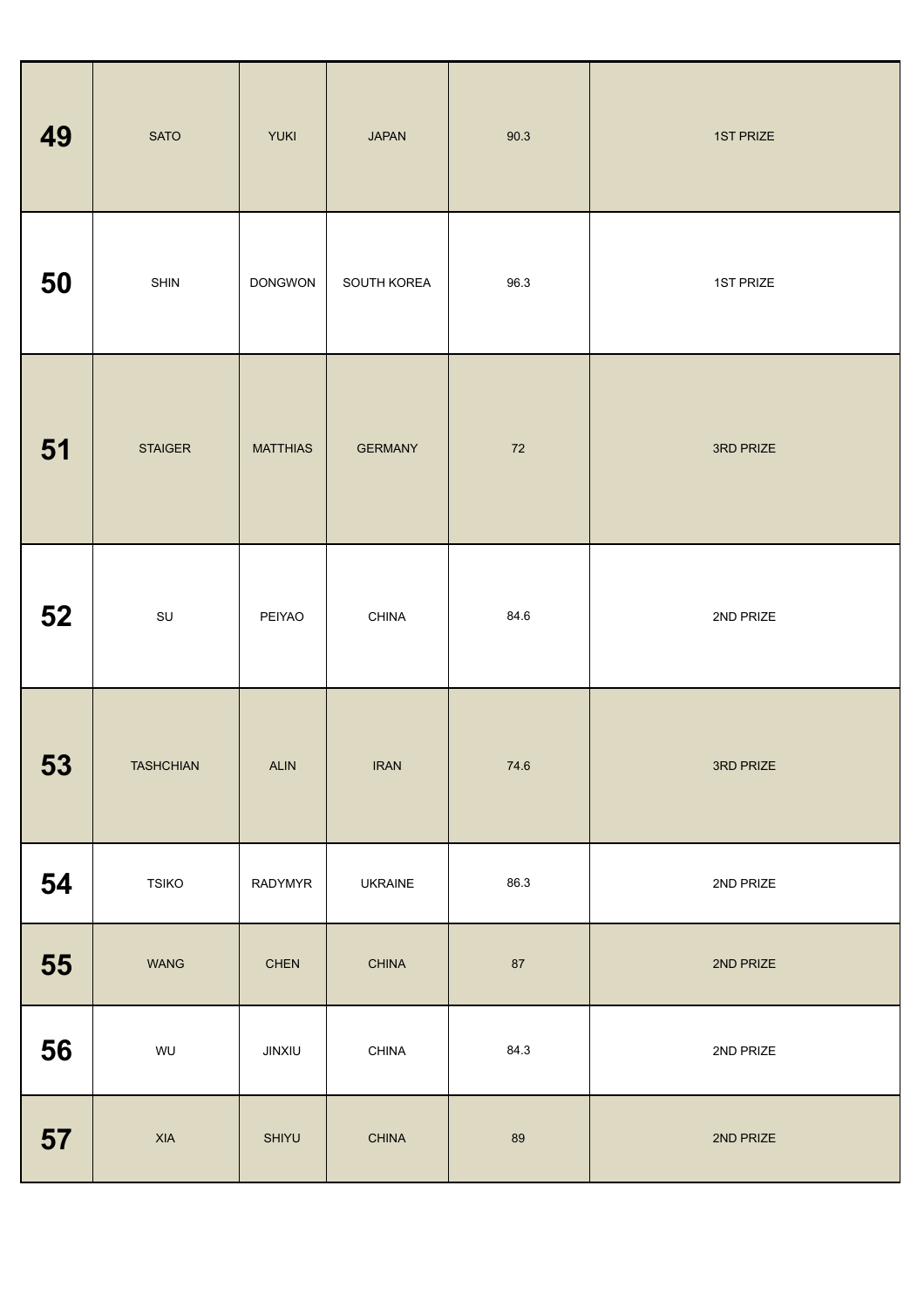| | | | | | |
|---|---|---|---|---|---|
| **49** | SATO | YUKI | JAPAN | 90.3 | 1ST PRIZE |
| **50** | SHIN | DONGWON | SOUTH KOREA | 96.3 | 1ST PRIZE |
| **51** | STAIGER | MATTHIAS | GERMANY | 72 | 3RD PRIZE |
| **52** | SU | PEIYAO | CHINA | 84.6 | 2ND PRIZE |
| **53** | TASHCHIAN | ALIN | IRAN | 74.6 | 3RD PRIZE |
| **54** | TSIKO | RADYMYR | UKRAINE | 86.3 | 2ND PRIZE |
| **55** | WANG | CHEN | CHINA | 87 | 2ND PRIZE |
| **56** | WU | JINXIU | CHINA | 84.3 | 2ND PRIZE |
| **57** | XIA | SHIYU | CHINA | 89 | 2ND PRIZE |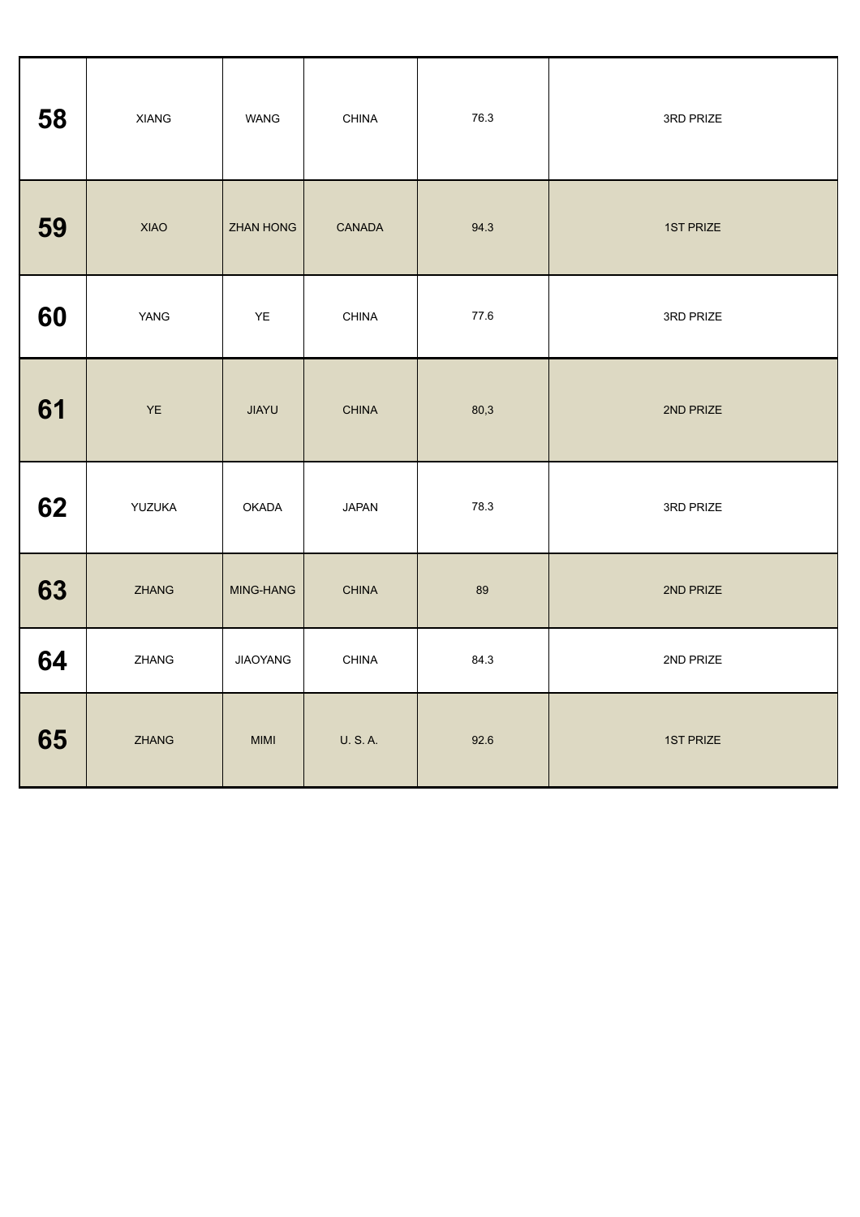| | | | | | |
|---|---|---|---|---|---|
| **58** | XIANG | WANG | CHINA | 76.3 | 3RD PRIZE |
| **59** | XIAO | ZHAN HONG | CANADA | 94.3 | 1ST PRIZE |
| **60** | YANG | YE | CHINA | 77.6 | 3RD PRIZE |
| **61** | YE | JIAYU | CHINA | 80,3 | 2ND PRIZE |
| **62** | YUZUKA | OKADA | JAPAN | 78.3 | 3RD PRIZE |
| **63** | ZHANG | MING-HANG | CHINA | 89 | 2ND PRIZE |
| **64** | ZHANG | JIAOYANG | CHINA | 84.3 | 2ND PRIZE |
| **65** | ZHANG | MIMI | U. S. A. | 92.6 | 1ST PRIZE |